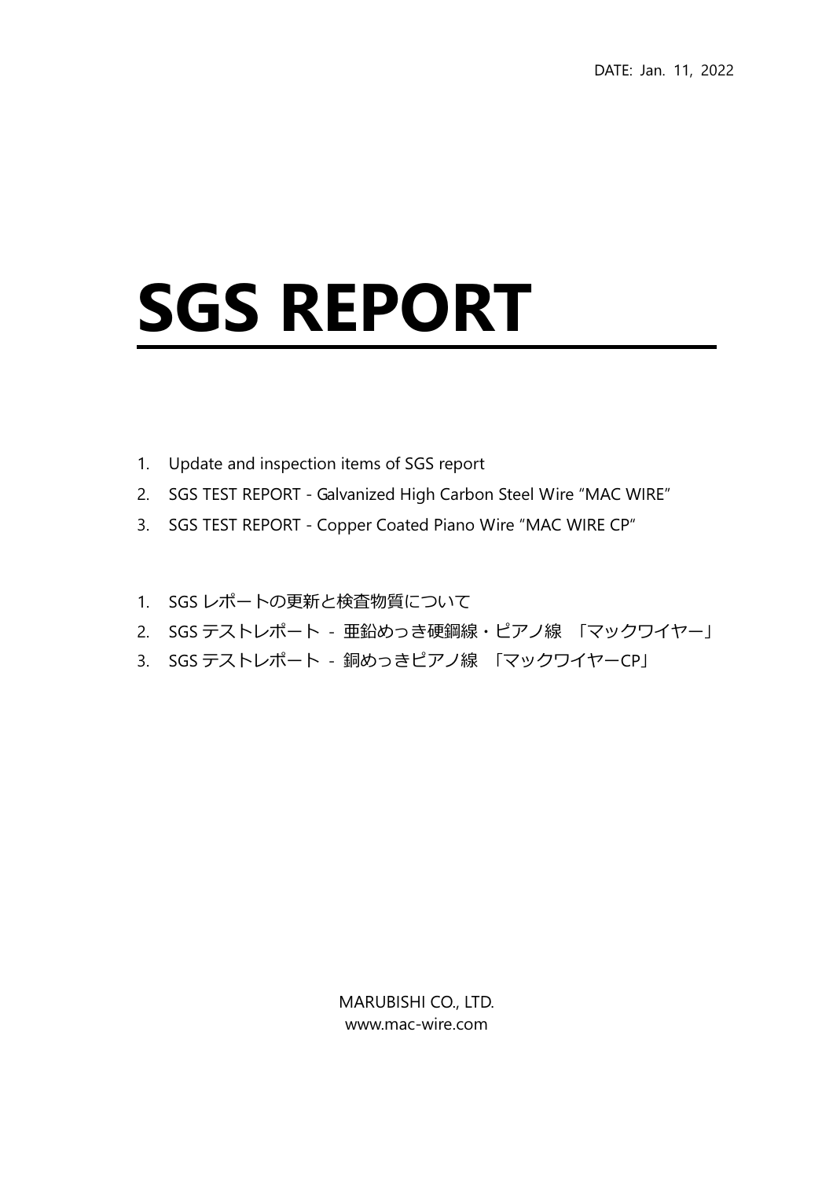DATE: Jan. 11, 2022

# SGS REPORT

1. Update and inspection items of SGS report
2. SGS TEST REPORT - Galvanized High Carbon Steel Wire "MAC WIRE"
3. SGS TEST REPORT - Copper Coated Piano Wire "MAC WIRE CP"

1. SGS レポートの更新と検査物質について
2. SGS テストレポート - 亜鉛めっき硬鋼線・ピアノ線 「マックワイヤー」
3. SGS テストレポート - 銅めっきピアノ線 「マックワイヤーCP」

MARUBISHI CO., LTD.
www.mac-wire.com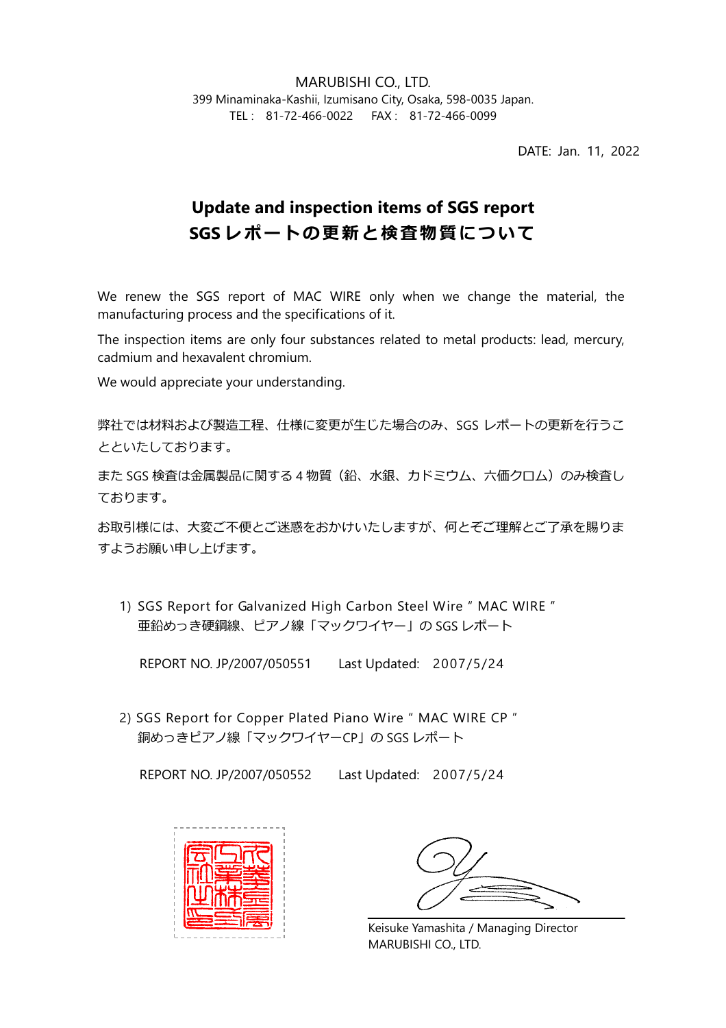MARUBISHI CO., LTD.
399 Minaminaka-Kashii, Izumisano City, Osaka, 598-0035 Japan.
TEL : 81-72-466-0022 FAX : 81-72-466-0099

DATE: Jan. 11, 2022

# Update and inspection items of SGS report
# SGS レポートの更新と検査物質について

We renew the SGS report of MAC WIRE only when we change the material, the manufacturing process and the specifications of it.

The inspection items are only four substances related to metal products: lead, mercury, cadmium and hexavalent chromium.

We would appreciate your understanding.

弊社では材料および製造工程、仕様に変更が生じた場合のみ、SGS レポートの更新を行うこととといたしております。

また SGS 検査は金属製品に関する 4 物質（鉛、水銀、カドミウム、六価クロム）のみ検査しております。

お取引様には、大変ご不便とご迷惑をおかけいたしますが、何とぞご理解とご了承を賜りますようお願い申し上げます。

1) SGS Report for Galvanized High Carbon Steel Wire " MAC WIRE "
   亜鉛めっき硬鋼線、ピアノ線「マックワイヤー」の SGS レポート

   REPORT NO. JP/2007/050551 Last Updated: 2007/5/24

2) SGS Report for Copper Plated Piano Wire " MAC WIRE CP "
   銅めっきピアノ線「マックワイヤーCP」の SGS レポート

   REPORT NO. JP/2007/050552 Last Updated: 2007/5/24

Keisuke Yamashita / Managing Director
MARUBISHI CO., LTD.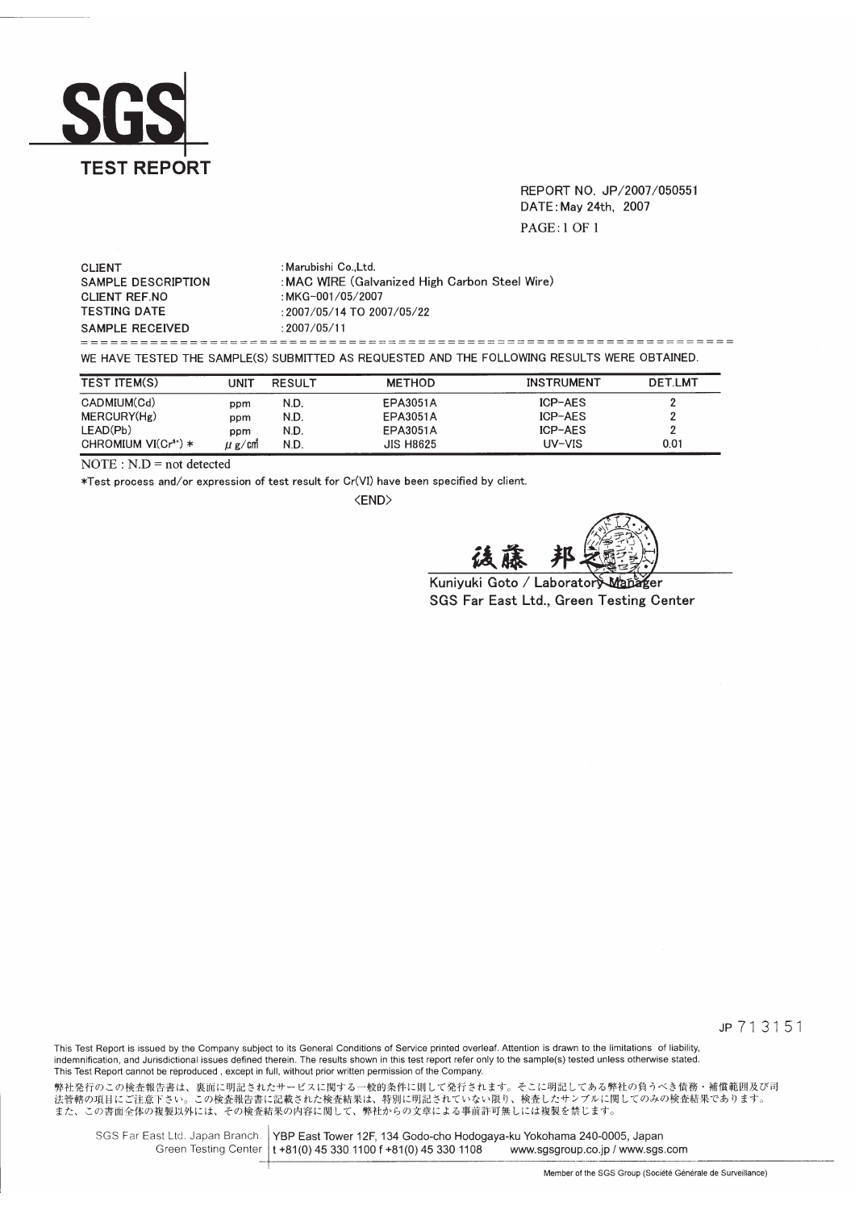# SGS

## TEST REPORT

REPORT NO. JP/2007/050551
DATE: May 24th, 2007

| | |
|---|---|
| CLIENT | : Marubishi Co.,Ltd. |
| SAMPLE DESCRIPTION | : MAC WIRE (Galvanized High Carbon Steel Wire) |
| CLIENT REF.NO | : MKG-001/05/2007 |
| TESTING DATE | : 2007/05/14 TO 2007/05/22 |
| SAMPLE RECEIVED | : 2007/05/11 |

WE HAVE TESTED THE SAMPLE(S) SUBMITTED AS REQUESTED AND THE FOLLOWING RESULTS WERE OBTAINED.

| TEST ITEM(S) | UNIT | RESULT | METHOD | INSTRUMENT | DET.LMT |
|---|---|---|---|---|---|
| CADMIUM(Cd) | ppm | N.D. | EPA3051A | ICP-AES | 2 |
| MERCURY(Hg) | ppm | N.D. | EPA3051A | ICP-AES | 2 |
| LEAD(Pb) | ppm | N.D. | EPA3051A | ICP-AES | 2 |
| CHROMIUM VI($Cr^{6+}$) * | $\mu g/cm^2$ | N.D. | JIS H8625 | UV-VIS | 0.01 |

NOTE : N.D = not detected

*Test process and/or expression of test result for Cr(VI) have been specified by client.

<END>

後藤 邦之

Kuniyuki Goto / Laboratory Manager
SGS Far East Ltd., Green Testing Center

JP 713151

This Test Report is issued by the Company subject to its General Conditions of Service printed overleaf. Attention is drawn to the limitations of liability, indemnification, and Jurisdictional issues defined therein. The results shown in this test report refer only to the sample(s) tested unless otherwise stated. This Test Report cannot be reproduced, except in full, without prior written permission of the Company.

弊社発行のこの検査報告書は、裏面に明記されたサービスに関する一般的条件に則して発行されます。そこに明記してある弊社の負うべき債務・補償範囲及び司法管轄の項目にご注意下さい。この検査報告書に記載された検査結果は、特別に明記されていない限り、検査したサンプルに関してのみの検査結果であります。また、この書面全体の複製以外には、その検査結果の内容に関して、弊社からの文章による事前許可無しには複製を禁じます。

SGS Far East Ltd. Japan Branch. Green Testing Center | YBP East Tower 12F, 134 Godo-cho Hodogaya-ku Yokohama 240-0005, Japan | t +81(0) 45 330 1100 f +81(0) 45 330 1108 www.sgsgroup.co.jp / www.sgs.com

Member of the SGS Group (Société Générale de Surveillance)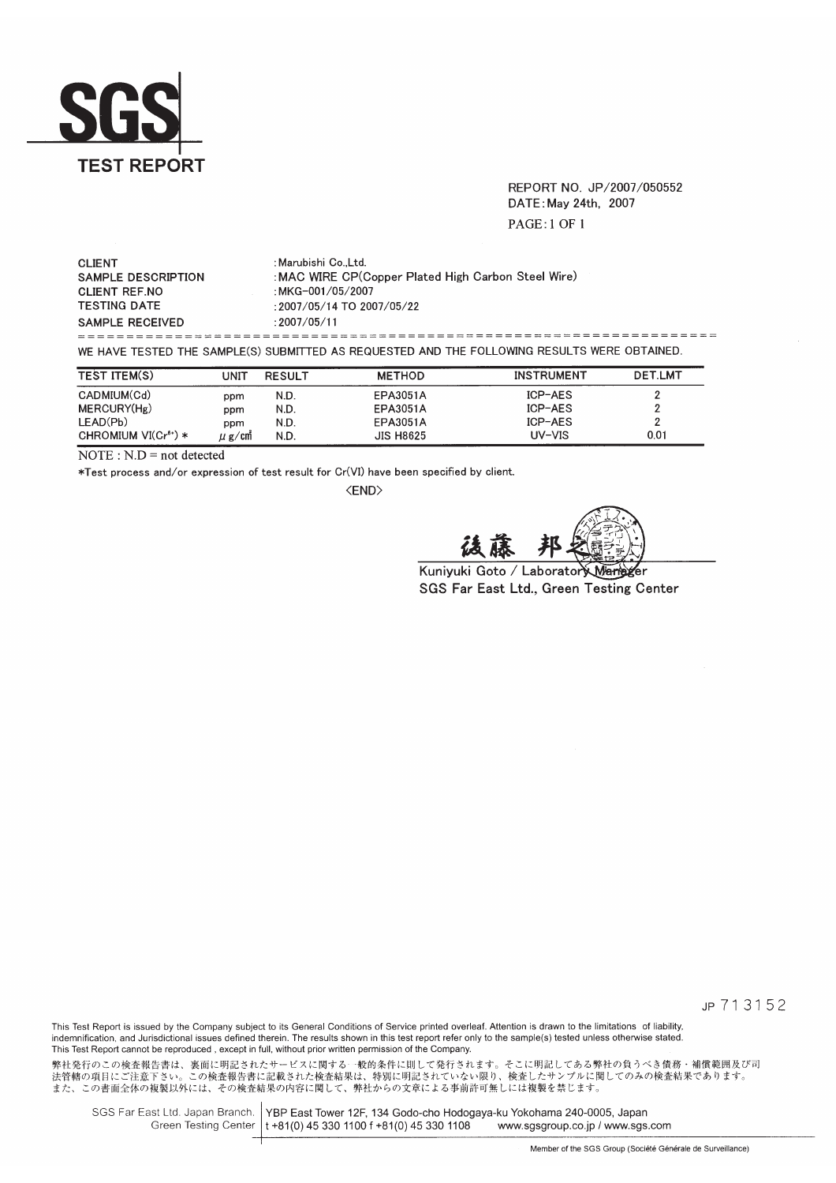# SGS

## TEST REPORT

REPORT NO. JP/2007/050552
DATE: May 24th, 2007

| | |
|---|---|
| CLIENT | : Marubishi Co.,Ltd. |
| SAMPLE DESCRIPTION | : MAC WIRE CP(Copper Plated High Carbon Steel Wire) |
| CLIENT REF.NO | : MKG-001/05/2007 |
| TESTING DATE | : 2007/05/14 TO 2007/05/22 |
| SAMPLE RECEIVED | : 2007/05/11 |

WE HAVE TESTED THE SAMPLE(S) SUBMITTED AS REQUESTED AND THE FOLLOWING RESULTS WERE OBTAINED.

| TEST ITEM(S) | UNIT | RESULT | METHOD | INSTRUMENT | DET.LMT |
|---|---|---|---|---|---|
| CADMIUM(Cd) | ppm | N.D. | EPA3051A | ICP-AES | 2 |
| MERCURY(Hg) | ppm | N.D. | EPA3051A | ICP-AES | 2 |
| LEAD(Pb) | ppm | N.D. | EPA3051A | ICP-AES | 2 |
| CHROMIUM VI($Cr^{6+}$) * | $\mu g/cm^2$ | N.D. | JIS H8625 | UV-VIS | 0.01 |

NOTE : N.D = not detected

*Test process and/or expression of test result for Cr(VI) have been specified by client.

<END>

後藤 邦之

Kuniyuki Goto / Laboratory Manager
SGS Far East Ltd., Green Testing Center

JP 713152

This Test Report is issued by the Company subject to its General Conditions of Service printed overleaf. Attention is drawn to the limitations of liability, indemnification, and Jurisdictional issues defined therein. The results shown in this test report refer only to the sample(s) tested unless otherwise stated. This Test Report cannot be reproduced , except in full, without prior written permission of the Company.

弊社発行のこの検査報告書は、裏面に明記されたサービスに関する一般的条件に則して発行されます。そこに明記してある弊社の負うべき債務・補償範囲及び司法管轄の項目にご注意下さい。この検査報告書に記載された検査結果は、特別に明記されていない限り、検査したサンプルに関してのみの検査結果であります。また、この書面全体の複製以外には、その検査結果の内容に関して、弊社からの文章による事前許可無しには複製を禁じます。

SGS Far East Ltd. Japan Branch. Green Testing Center | YBP East Tower 12F, 134 Godo-cho Hodogaya-ku Yokohama 240-0005, Japan t +81(0) 45 330 1100 f +81(0) 45 330 1108 www.sgsgroup.co.jp / www.sgs.com

Member of the SGS Group (Société Générale de Surveillance)